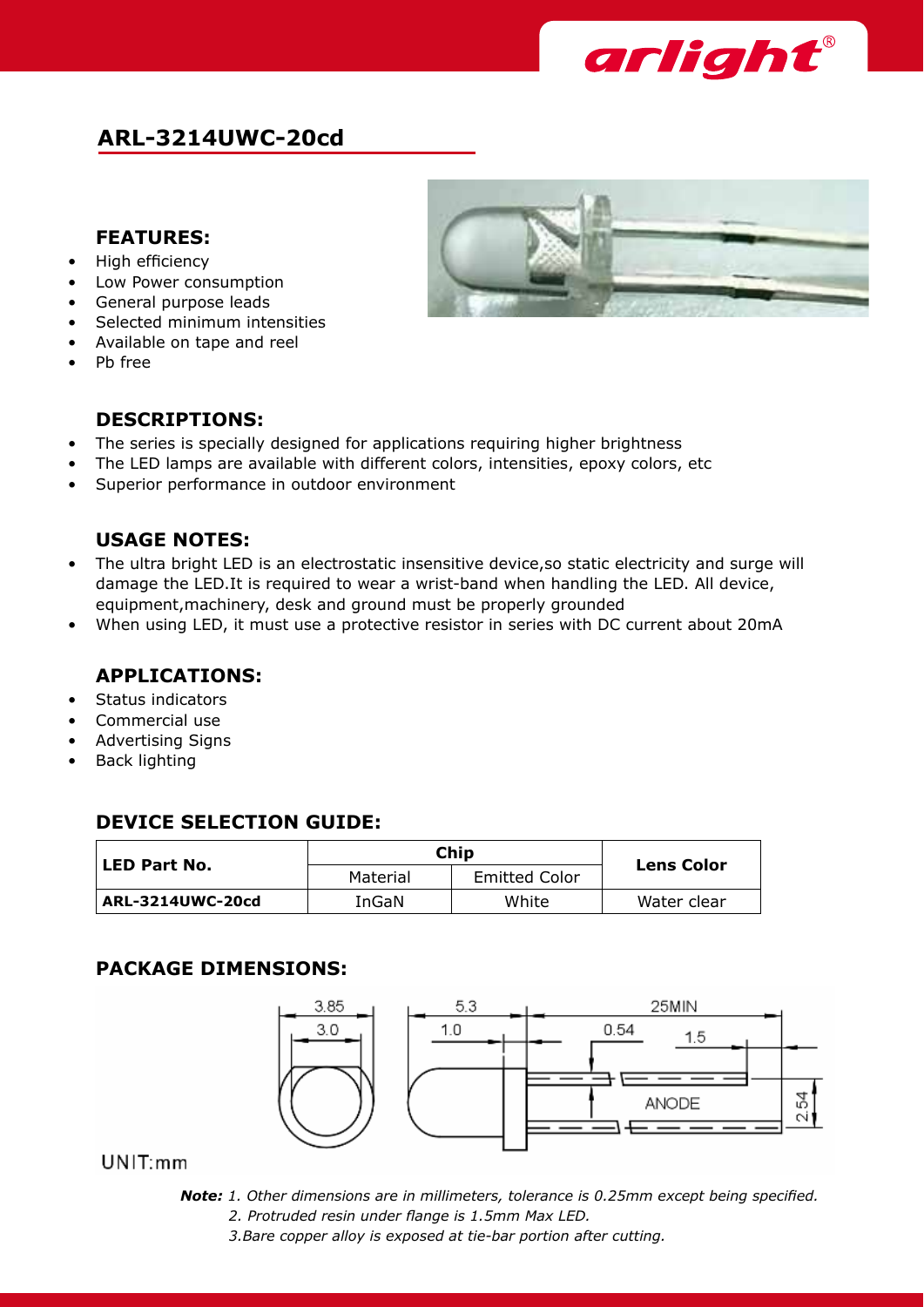## ARL-3214UWC-20cd

### FEATURES:

- High efficiency
- Low Power consumption
- General purpose leads
- Selected minimum intensities
- Available on tape and reel
- Pb free

### DESCRIPTIONS:

- The series is specially designed for applications requiring higher brightness
- The LED lamps are available with different colors, intensities, epoxy colors, etc
- Superior performance in outdoor environment

### USAGE NOTES:

- The ultra bright LED is an electrostatic insensitive device,so static electricity and surge will damage the LED.It is required to wear a wrist-band when handling the LED. All device, equipment,machinery, desk and ground must be properly grounded
- When using LED, it must use a protective resistor in series with DC current about 20mA

### APPLICATIONS:

- Status indicators
- Commercial use
- Advertising Signs
- Back lighting

### DEVICE SELECTION GUIDE:

| LED Part No. | Chip | | Lens Color |
|---|---|---|---|
| | Material | Emitted Color | |
| **ARL-3214UWC-20cd** | InGaN | White | Water clear |

### PACKAGE DIMENSIONS:

3.85
3.0
5.3
1.0
25MIN
0.54
1.5
ANODE
2.54

UNIT:mm

***Note:*** *1. Other dimensions are in millimeters, tolerance is 0.25mm except being specified.*
*2. Protruded resin under flange is 1.5mm Max LED.*
*3.Bare copper alloy is exposed at tie-bar portion after cutting.*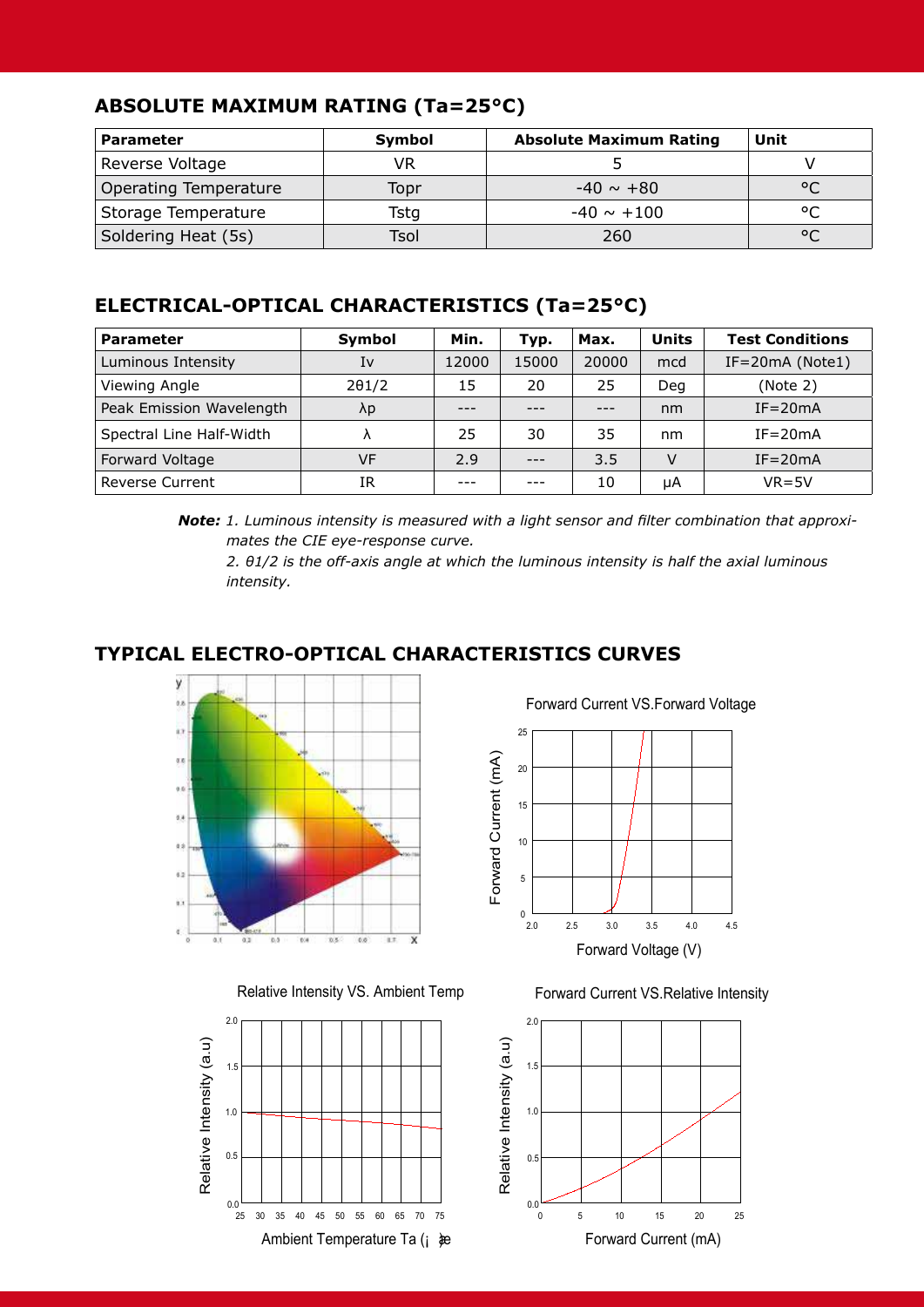## ABSOLUTE MAXIMUM RATING (Ta=25°C)

| Parameter | Symbol | Absolute Maximum Rating | Unit |
|---|---|---|---|
| Reverse Voltage | VR | 5 | V |
| Operating Temperature | Topr | -40 ~ +80 | °C |
| Storage Temperature | Tstg | -40 ~ +100 | °C |
| Soldering Heat (5s) | Tsol | 260 | °C |

## ELECTRICAL-OPTICAL CHARACTERISTICS (Ta=25°C)

| Parameter | Symbol | Min. | Typ. | Max. | Units | Test Conditions |
|---|---|---|---|---|---|---|
| Luminous Intensity | Iv | 12000 | 15000 | 20000 | mcd | IF=20mA (Note1) |
| Viewing Angle | 2θ1/2 | 15 | 20 | 25 | Deg | (Note 2) |
| Peak Emission Wavelength | λp | --- | --- | --- | nm | IF=20mA |
| Spectral Line Half-Width | λ | 25 | 30 | 35 | nm | IF=20mA |
| Forward Voltage | VF | 2.9 | --- | 3.5 | V | IF=20mA |
| Reverse Current | IR | --- | --- | 10 | μA | VR=5V |

***Note:*** *1. Luminous intensity is measured with a light sensor and filter combination that approximates the CIE eye-response curve.*
*2. θ1/2 is the off-axis angle at which the luminous intensity is half the axial luminous intensity.*

## TYPICAL ELECTRO-OPTICAL CHARACTERISTICS CURVES

y
x

Forward Current VS.Forward Voltage

Forward Current (mA)

Forward Voltage (V)

Relative Intensity VS. Ambient Temp

Relative Intensity (a.u)

Ambient Temperature Ta (¡ æ

Forward Current VS.Relative Intensity

Relative Intensity (a.u)

Forward Current (mA)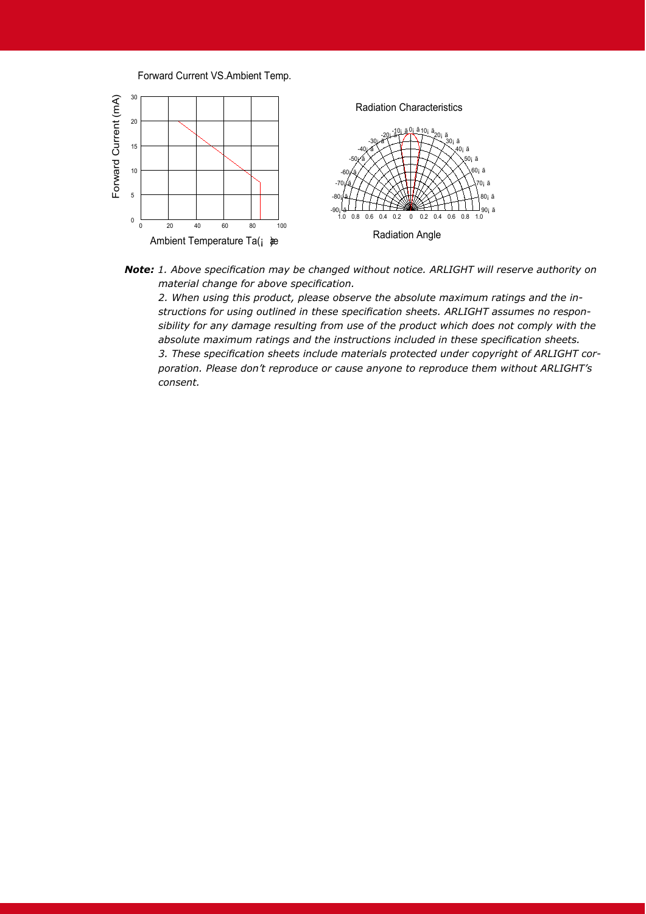Forward Current VS.Ambient Temp.

Forward Current (mA)

30
20
15
10
5
0

0 20 40 60 80 100

Ambient Temperature Ta(¡ æ

Radiation Characteristics

-90¡ ã -80¡ ã -70¡ ã -60¡ ã -50¡ ã -40¡ ã -30¡ ã -20¡ ã -10¡ ã 0¡ ã 10¡ ã 20¡ ã 30¡ ã 40¡ ã 50¡ ã 60¡ ã 70¡ ã 80¡ ã 90¡ ã

1.0 0.8 0.6 0.4 0.2 0 0.2 0.4 0.6 0.8 1.0

Radiation Angle

***Note:*** *1. Above specification may be changed without notice. ARLIGHT will reserve authority on material change for above specification.*

*2. When using this product, please observe the absolute maximum ratings and the instructions for using outlined in these specification sheets. ARLIGHT assumes no responsibility for any damage resulting from use of the product which does not comply with the absolute maximum ratings and the instructions included in these specification sheets.*

*3. These specification sheets include materials protected under copyright of ARLIGHT corporation. Please don't reproduce or cause anyone to reproduce them without ARLIGHT's consent.*